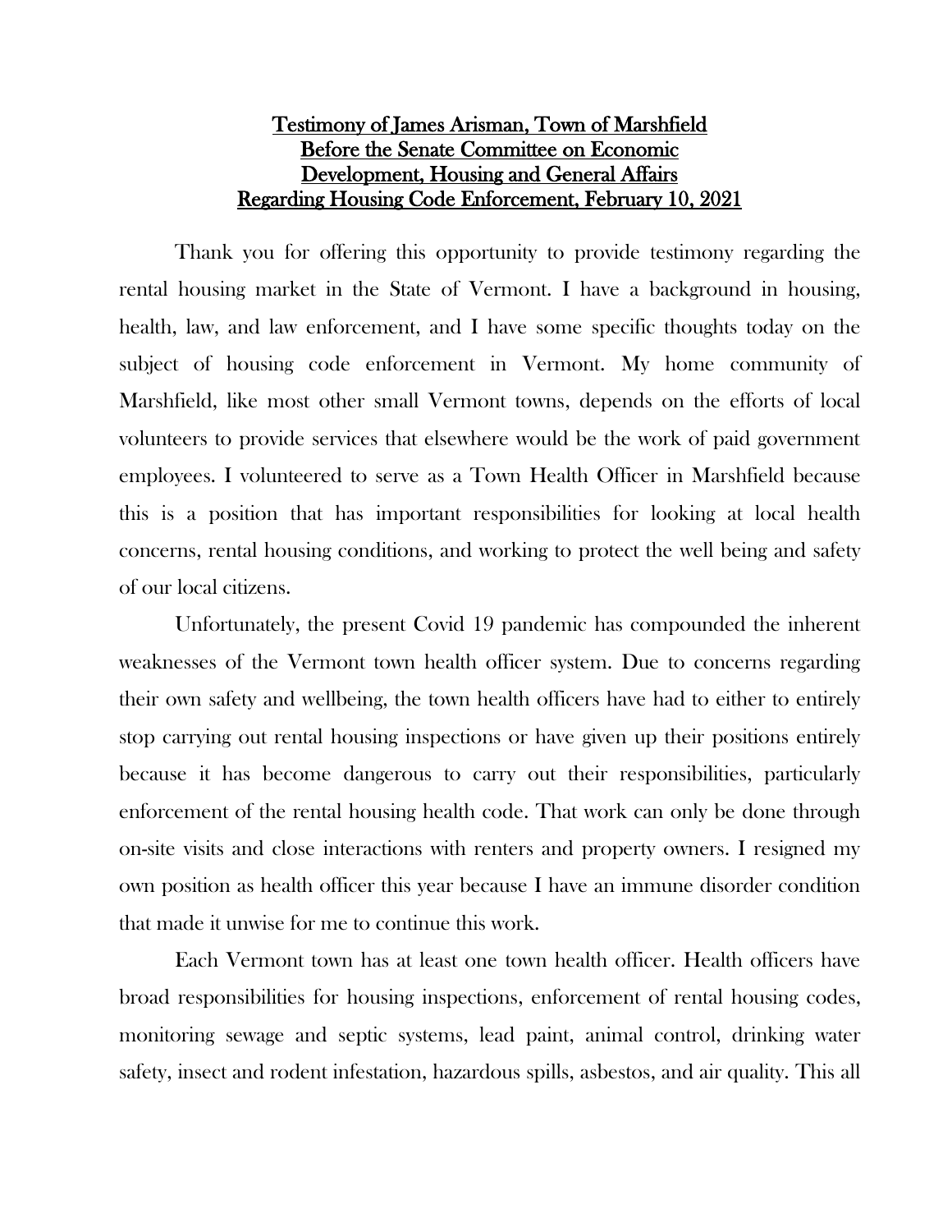# Testimony of James Arisman, Town of Marshfield Before the Senate Committee on Economic Development, Housing and General Affairs Regarding Housing Code Enforcement, February 10, 2021

Thank you for offering this opportunity to provide testimony regarding the rental housing market in the State of Vermont. I have a background in housing, health, law, and law enforcement, and I have some specific thoughts today on the subject of housing code enforcement in Vermont. My home community of Marshfield, like most other small Vermont towns, depends on the efforts of local volunteers to provide services that elsewhere would be the work of paid government employees. I volunteered to serve as a Town Health Officer in Marshfield because this is a position that has important responsibilities for looking at local health concerns, rental housing conditions, and working to protect the well being and safety of our local citizens.

Unfortunately, the present Covid 19 pandemic has compounded the inherent weaknesses of the Vermont town health officer system. Due to concerns regarding their own safety and wellbeing, the town health officers have had to either to entirely stop carrying out rental housing inspections or have given up their positions entirely because it has become dangerous to carry out their responsibilities, particularly enforcement of the rental housing health code. That work can only be done through on-site visits and close interactions with renters and property owners. I resigned my own position as health officer this year because I have an immune disorder condition that made it unwise for me to continue this work.

Each Vermont town has at least one town health officer. Health officers have broad responsibilities for housing inspections, enforcement of rental housing codes, monitoring sewage and septic systems, lead paint, animal control, drinking water safety, insect and rodent infestation, hazardous spills, asbestos, and air quality. This all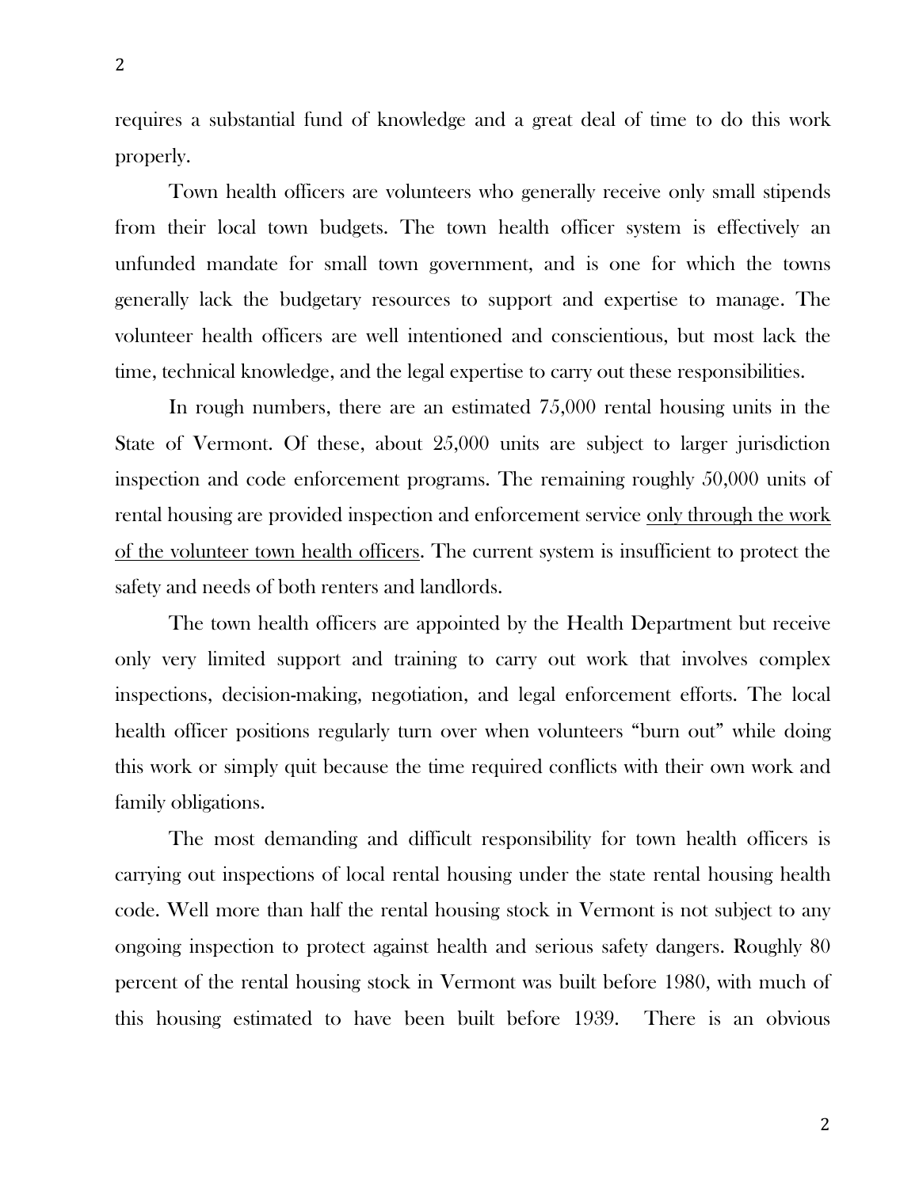requires a substantial fund of knowledge and a great deal of time to do this work properly.

Town health officers are volunteers who generally receive only small stipends from their local town budgets. The town health officer system is effectively an unfunded mandate for small town government, and is one for which the towns generally lack the budgetary resources to support and expertise to manage. The volunteer health officers are well intentioned and conscientious, but most lack the time, technical knowledge, and the legal expertise to carry out these responsibilities.

In rough numbers, there are an estimated 75,000 rental housing units in the State of Vermont. Of these, about 25,000 units are subject to larger jurisdiction inspection and code enforcement programs. The remaining roughly 50,000 units of rental housing are provided inspection and enforcement service <u>only through the work of the volunteer town health officers</u>. The current system is insufficient to protect the safety and needs of both renters and landlords.

The town health officers are appointed by the Health Department but receive only very limited support and training to carry out work that involves complex inspections, decision-making, negotiation, and legal enforcement efforts. The local health officer positions regularly turn over when volunteers "burn out" while doing this work or simply quit because the time required conflicts with their own work and family obligations.

The most demanding and difficult responsibility for town health officers is carrying out inspections of local rental housing under the state rental housing health code. Well more than half the rental housing stock in Vermont is not subject to any ongoing inspection to protect against health and serious safety dangers. Roughly 80 percent of the rental housing stock in Vermont was built before 1980, with much of this housing estimated to have been built before 1939. There is an obvious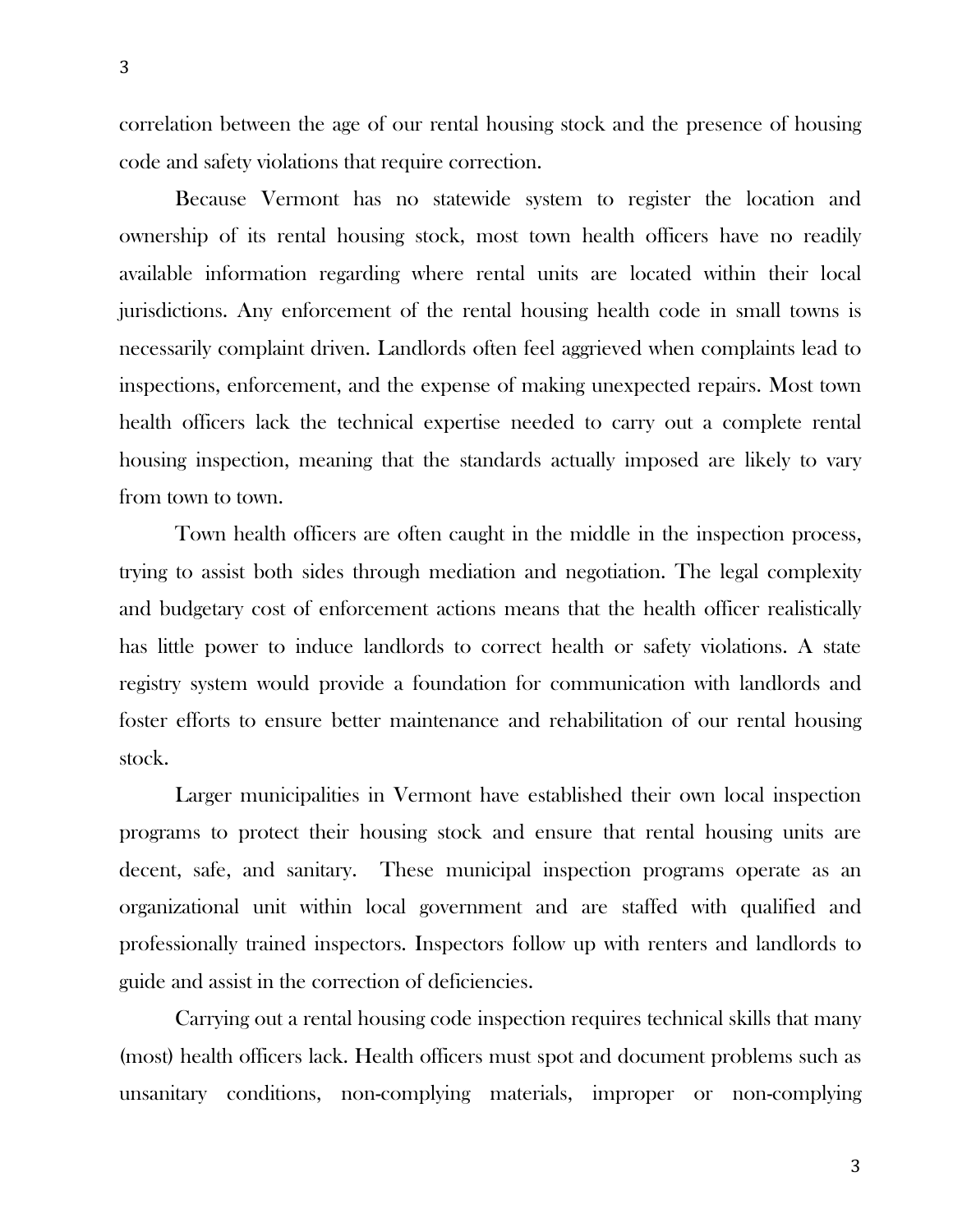correlation between the age of our rental housing stock and the presence of housing code and safety violations that require correction.

Because Vermont has no statewide system to register the location and ownership of its rental housing stock, most town health officers have no readily available information regarding where rental units are located within their local jurisdictions. Any enforcement of the rental housing health code in small towns is necessarily complaint driven. Landlords often feel aggrieved when complaints lead to inspections, enforcement, and the expense of making unexpected repairs. Most town health officers lack the technical expertise needed to carry out a complete rental housing inspection, meaning that the standards actually imposed are likely to vary from town to town.

Town health officers are often caught in the middle in the inspection process, trying to assist both sides through mediation and negotiation. The legal complexity and budgetary cost of enforcement actions means that the health officer realistically has little power to induce landlords to correct health or safety violations. A state registry system would provide a foundation for communication with landlords and foster efforts to ensure better maintenance and rehabilitation of our rental housing stock.

Larger municipalities in Vermont have established their own local inspection programs to protect their housing stock and ensure that rental housing units are decent, safe, and sanitary. These municipal inspection programs operate as an organizational unit within local government and are staffed with qualified and professionally trained inspectors. Inspectors follow up with renters and landlords to guide and assist in the correction of deficiencies.

Carrying out a rental housing code inspection requires technical skills that many (most) health officers lack. Health officers must spot and document problems such as unsanitary conditions, non-complying materials, improper or non-complying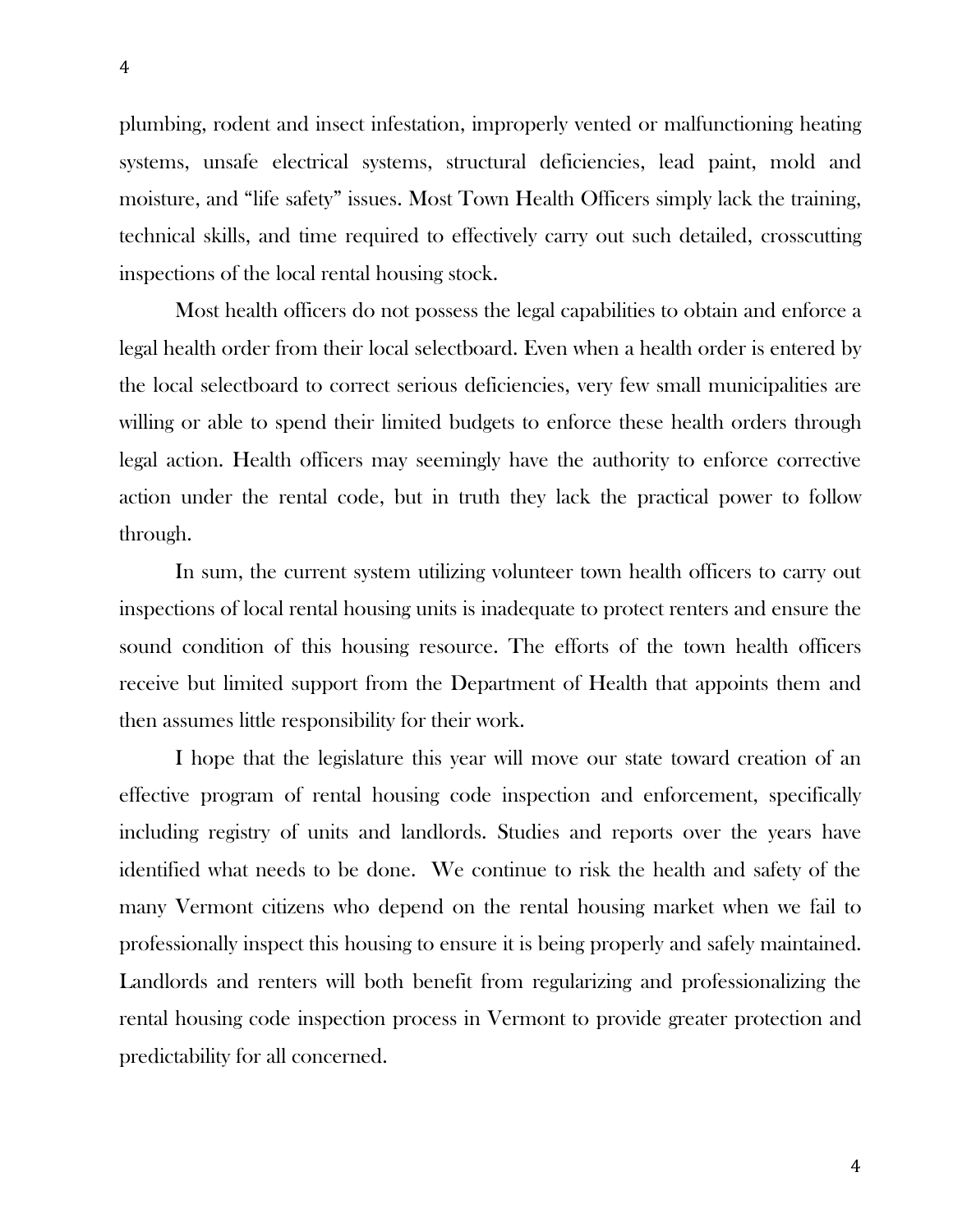plumbing, rodent and insect infestation, improperly vented or malfunctioning heating systems, unsafe electrical systems, structural deficiencies, lead paint, mold and moisture, and "life safety" issues. Most Town Health Officers simply lack the training, technical skills, and time required to effectively carry out such detailed, crosscutting inspections of the local rental housing stock.

Most health officers do not possess the legal capabilities to obtain and enforce a legal health order from their local selectboard. Even when a health order is entered by the local selectboard to correct serious deficiencies, very few small municipalities are willing or able to spend their limited budgets to enforce these health orders through legal action. Health officers may seemingly have the authority to enforce corrective action under the rental code, but in truth they lack the practical power to follow through.

In sum, the current system utilizing volunteer town health officers to carry out inspections of local rental housing units is inadequate to protect renters and ensure the sound condition of this housing resource. The efforts of the town health officers receive but limited support from the Department of Health that appoints them and then assumes little responsibility for their work.

I hope that the legislature this year will move our state toward creation of an effective program of rental housing code inspection and enforcement, specifically including registry of units and landlords. Studies and reports over the years have identified what needs to be done. We continue to risk the health and safety of the many Vermont citizens who depend on the rental housing market when we fail to professionally inspect this housing to ensure it is being properly and safely maintained. Landlords and renters will both benefit from regularizing and professionalizing the rental housing code inspection process in Vermont to provide greater protection and predictability for all concerned.